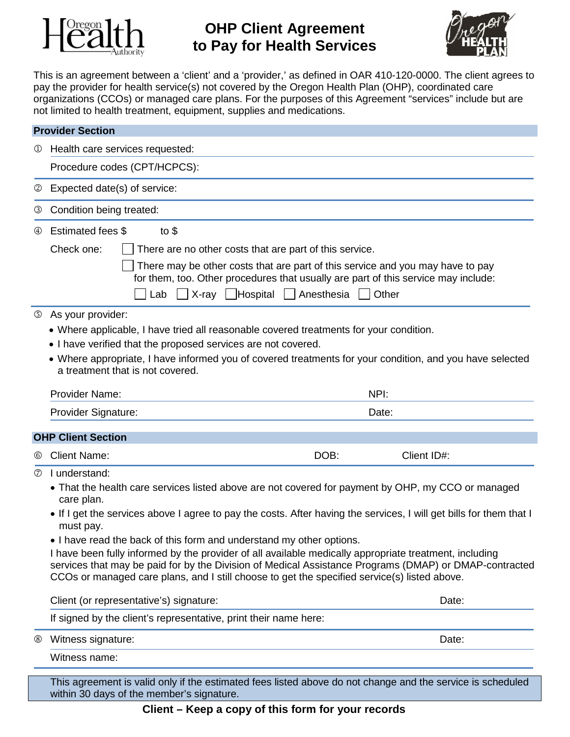# OHP Client Agreement to Pay for Health Services

This is an agreement between a 'client' and a 'provider,' as defined in OAR 410-120-0000. The client agrees to pay the provider for health service(s) not covered by the Oregon Health Plan (OHP), coordinated care organizations (CCOs) or managed care plans. For the purposes of this Agreement "services" include but are not limited to health treatment, equipment, supplies and medications.

## Provider Section

① Health care services requested:

Procedure codes (CPT/HCPCS):

② Expected date(s) of service:

③ Condition being treated:

④ Estimated fees $ to $

Check one:

- ☐ There are no other costs that are part of this service.
- ☐ There may be other costs that are part of this service and you may have to pay for them, too. Other procedures that usually are part of this service may include:
  ☐ Lab ☐ X-ray ☐ Hospital ☐ Anesthesia ☐ Other

⑤ As your provider:

- Where applicable, I have tried all reasonable covered treatments for your condition.
- I have verified that the proposed services are not covered.
- Where appropriate, I have informed you of covered treatments for your condition, and you have selected a treatment that is not covered.

Provider Name: NPI:

Provider Signature: Date:

## OHP Client Section

⑥ Client Name: DOB: Client ID#:

⑦ I understand:

- That the health care services listed above are not covered for payment by OHP, my CCO or managed care plan.
- If I get the services above I agree to pay the costs. After having the services, I will get bills for them that I must pay.
- I have read the back of this form and understand my other options.

I have been fully informed by the provider of all available medically appropriate treatment, including services that may be paid for by the Division of Medical Assistance Programs (DMAP) or DMAP-contracted CCOs or managed care plans, and I still choose to get the specified service(s) listed above.

Client (or representative's) signature: Date:

If signed by the client's representative, print their name here:

⑧ Witness signature: Date:

Witness name:

This agreement is valid only if the estimated fees listed above do not change and the service is scheduled within 30 days of the member's signature.

**Client – Keep a copy of this form for your records**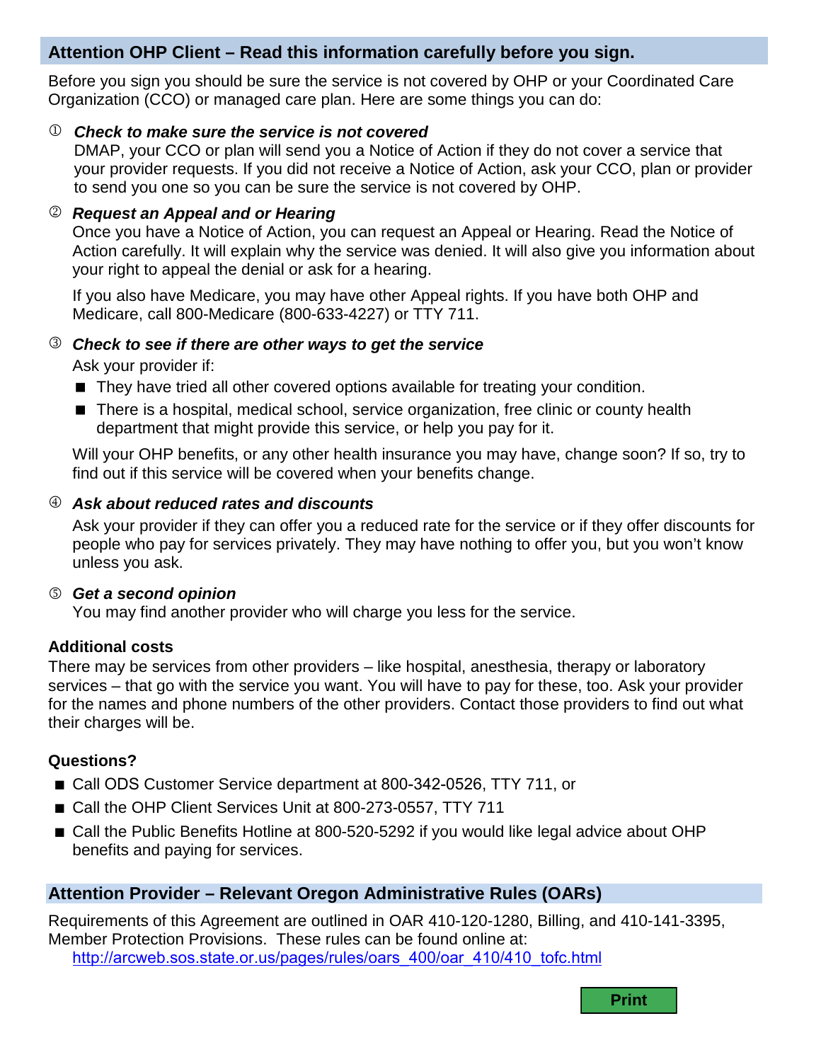## Attention OHP Client – Read this information carefully before you sign.

Before you sign you should be sure the service is not covered by OHP or your Coordinated Care Organization (CCO) or managed care plan. Here are some things you can do:

① ***Check to make sure the service is not covered***

DMAP, your CCO or plan will send you a Notice of Action if they do not cover a service that your provider requests. If you did not receive a Notice of Action, ask your CCO, plan or provider to send you one so you can be sure the service is not covered by OHP.

② ***Request an Appeal and or Hearing***

Once you have a Notice of Action, you can request an Appeal or Hearing. Read the Notice of Action carefully. It will explain why the service was denied. It will also give you information about your right to appeal the denial or ask for a hearing.

If you also have Medicare, you may have other Appeal rights. If you have both OHP and Medicare, call 800-Medicare (800-633-4227) or TTY 711.

③ ***Check to see if there are other ways to get the service***

Ask your provider if:

- They have tried all other covered options available for treating your condition.
- There is a hospital, medical school, service organization, free clinic or county health department that might provide this service, or help you pay for it.

Will your OHP benefits, or any other health insurance you may have, change soon? If so, try to find out if this service will be covered when your benefits change.

④ ***Ask about reduced rates and discounts***

Ask your provider if they can offer you a reduced rate for the service or if they offer discounts for people who pay for services privately. They may have nothing to offer you, but you won't know unless you ask.

⑤ ***Get a second opinion***

You may find another provider who will charge you less for the service.

**Additional costs**

There may be services from other providers – like hospital, anesthesia, therapy or laboratory services – that go with the service you want. You will have to pay for these, too. Ask your provider for the names and phone numbers of the other providers. Contact those providers to find out what their charges will be.

**Questions?**

- Call ODS Customer Service department at 800-342-0526, TTY 711, or
- Call the OHP Client Services Unit at 800-273-0557, TTY 711
- Call the Public Benefits Hotline at 800-520-5292 if you would like legal advice about OHP benefits and paying for services.

## Attention Provider – Relevant Oregon Administrative Rules (OARs)

Requirements of this Agreement are outlined in OAR 410-120-1280, Billing, and 410-141-3395, Member Protection Provisions. These rules can be found online at:

http://arcweb.sos.state.or.us/pages/rules/oars_400/oar_410/410_tofc.html

Print